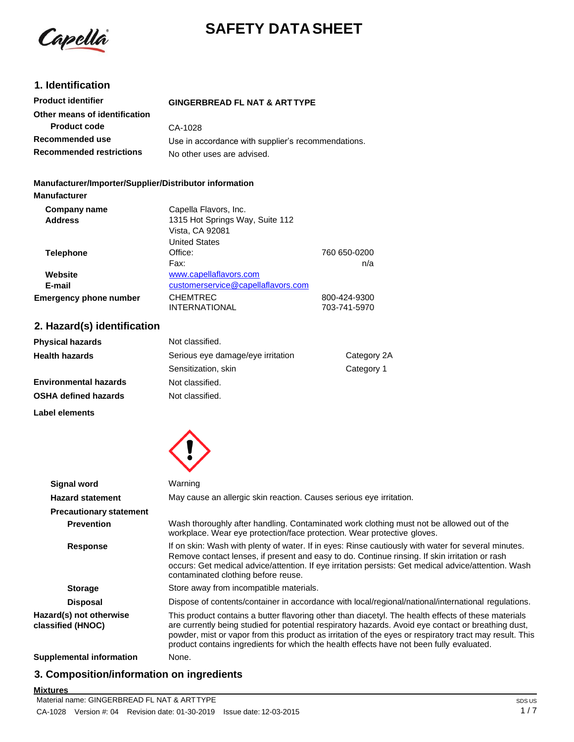# SAFETY DATA SHEET

## 1. Identification

| | |
|---|---|
| **Product identifier** | **GINGERBREAD FL NAT & ART TYPE** |
| **Other means of identification** | |
| **Product code** | CA-1028 |
| **Recommended use** | Use in accordance with supplier's recommendations. |
| **Recommended restrictions** | No other uses are advised. |

**Manufacturer/Importer/Supplier/Distributor information**

**Manufacturer**

| | | |
|---|---|---|
| **Company name** | Capella Flavors, Inc. | |
| **Address** | 1315 Hot Springs Way, Suite 112<br>Vista, CA 92081<br>United States | |
| **Telephone** | Office: | 760 650-0200 |
| | Fax: | n/a |
| **Website** | www.capellaflavors.com | |
| **E-mail** | customerservice@capellaflavors.com | |
| **Emergency phone number** | CHEMTREC | 800-424-9300 |
| | INTERNATIONAL | 703-741-5970 |

## 2. Hazard(s) identification

| | | |
|---|---|---|
| **Physical hazards** | Not classified. | |
| **Health hazards** | Serious eye damage/eye irritation | Category 2A |
| | Sensitization, skin | Category 1 |
| **Environmental hazards** | Not classified. | |
| **OSHA defined hazards** | Not classified. | |

**Label elements**

**Signal word** Warning

**Hazard statement** May cause an allergic skin reaction. Causes serious eye irritation.

**Precautionary statement**

**Prevention** Wash thoroughly after handling. Contaminated work clothing must not be allowed out of the workplace. Wear eye protection/face protection. Wear protective gloves.

**Response** If on skin: Wash with plenty of water. If in eyes: Rinse cautiously with water for several minutes. Remove contact lenses, if present and easy to do. Continue rinsing. If skin irritation or rash occurs: Get medical advice/attention. If eye irritation persists: Get medical advice/attention. Wash contaminated clothing before reuse.

**Storage** Store away from incompatible materials.

**Disposal** Dispose of contents/container in accordance with local/regional/national/international regulations.

**Hazard(s) not otherwise classified (HNOC)** This product contains a butter flavoring other than diacetyl. The health effects of these materials are currently being studied for potential respiratory hazards. Avoid eye contact or breathing dust, powder, mist or vapor from this product as irritation of the eyes or respiratory tract may result. This product contains ingredients for which the health effects have not been fully evaluated.

**Supplemental information** None.

## 3. Composition/information on ingredients

**Mixtures**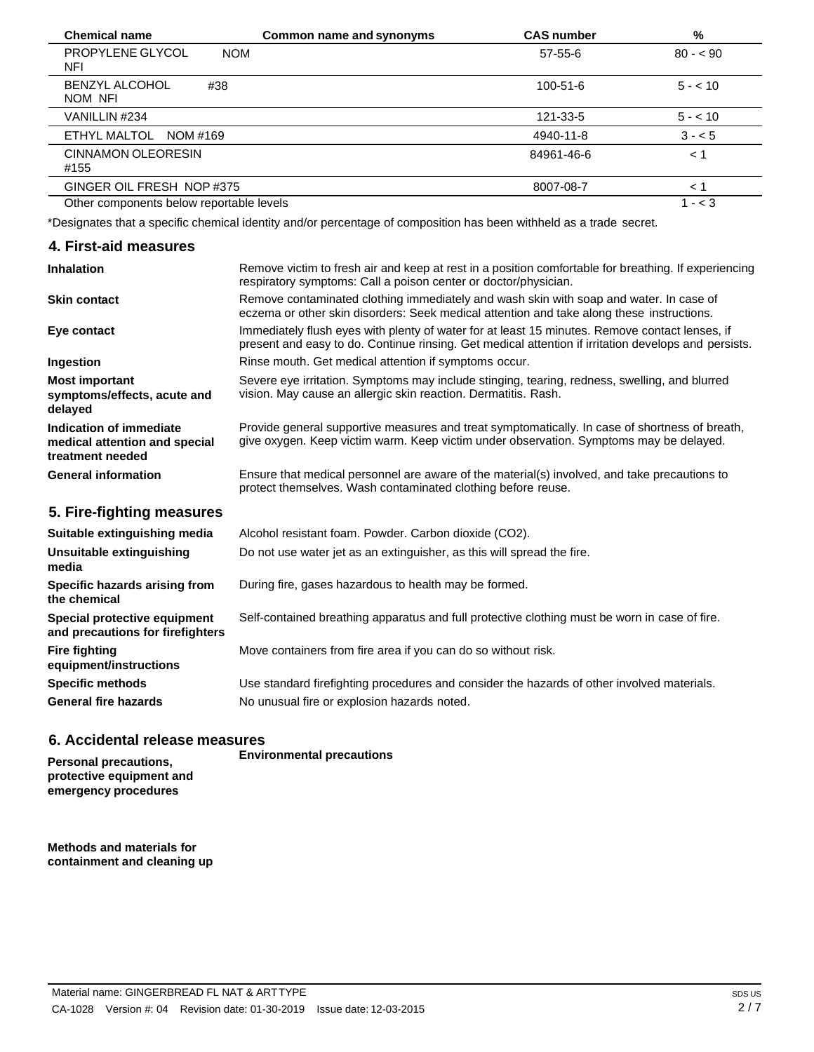| Chemical name | Common name and synonyms | CAS number | % |
|---|---|---|---|
| PROPYLENE GLYCOL NOM NFI | | 57-55-6 | 80 - < 90 |
| BENZYL ALCOHOL #38 NOM NFI | | 100-51-6 | 5 - < 10 |
| VANILLIN #234 | | 121-33-5 | 5 - < 10 |
| ETHYL MALTOL NOM #169 | | 4940-11-8 | 3 - < 5 |
| CINNAMON OLEORESIN #155 | | 84961-46-6 | < 1 |
| GINGER OIL FRESH NOP #375 | | 8007-08-7 | < 1 |
| Other components below reportable levels | | | 1 - < 3 |

*Designates that a specific chemical identity and/or percentage of composition has been withheld as a trade secret.

## 4. First-aid measures

**Inhalation**
Remove victim to fresh air and keep at rest in a position comfortable for breathing. If experiencing respiratory symptoms: Call a poison center or doctor/physician.

**Skin contact**
Remove contaminated clothing immediately and wash skin with soap and water. In case of eczema or other skin disorders: Seek medical attention and take along these instructions.

**Eye contact**
Immediately flush eyes with plenty of water for at least 15 minutes. Remove contact lenses, if present and easy to do. Continue rinsing. Get medical attention if irritation develops and persists.

**Ingestion**
Rinse mouth. Get medical attention if symptoms occur.

**Most important symptoms/effects, acute and delayed**
Severe eye irritation. Symptoms may include stinging, tearing, redness, swelling, and blurred vision. May cause an allergic skin reaction. Dermatitis. Rash.

**Indication of immediate medical attention and special treatment needed**
Provide general supportive measures and treat symptomatically. In case of shortness of breath, give oxygen. Keep victim warm. Keep victim under observation. Symptoms may be delayed.

**General information**
Ensure that medical personnel are aware of the material(s) involved, and take precautions to protect themselves. Wash contaminated clothing before reuse.

## 5. Fire-fighting measures

**Suitable extinguishing media**
Alcohol resistant foam. Powder. Carbon dioxide ($CO_2$).

**Unsuitable extinguishing media**
Do not use water jet as an extinguisher, as this will spread the fire.

**Specific hazards arising from the chemical**
During fire, gases hazardous to health may be formed.

**Special protective equipment and precautions for firefighters**
Self-contained breathing apparatus and full protective clothing must be worn in case of fire.

**Fire fighting equipment/instructions**
Move containers from fire area if you can do so without risk.

**Specific methods**
Use standard firefighting procedures and consider the hazards of other involved materials.

**General fire hazards**
No unusual fire or explosion hazards noted.

## 6. Accidental release measures

**Personal precautions, protective equipment and emergency procedures**

**Environmental precautions**

**Methods and materials for containment and cleaning up**

Material name: GINGERBREAD FL NAT & ART TYPE

CA-1028 Version #: 04 Revision date: 01-30-2019 Issue date: 12-03-2015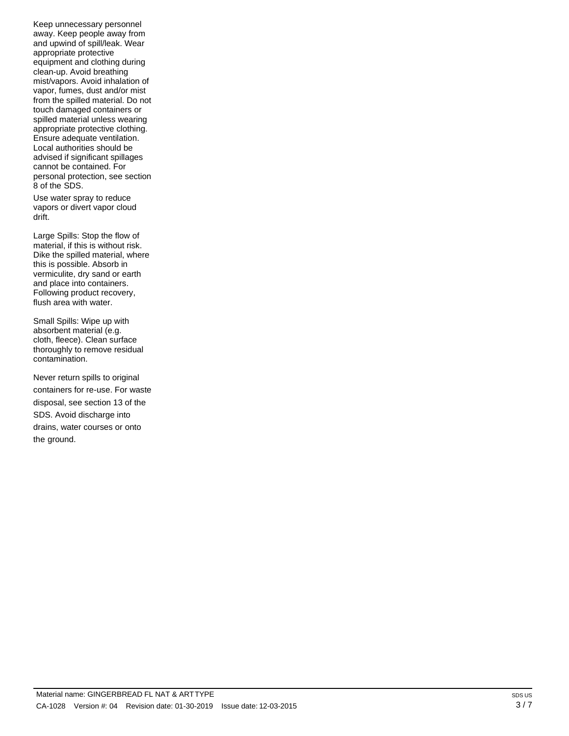Keep unnecessary personnel away. Keep people away from and upwind of spill/leak. Wear appropriate protective equipment and clothing during clean-up. Avoid breathing mist/vapors. Avoid inhalation of vapor, fumes, dust and/or mist from the spilled material. Do not touch damaged containers or spilled material unless wearing appropriate protective clothing. Ensure adequate ventilation. Local authorities should be advised if significant spillages cannot be contained. For personal protection, see section 8 of the SDS.

Use water spray to reduce vapors or divert vapor cloud drift.

Large Spills: Stop the flow of material, if this is without risk. Dike the spilled material, where this is possible. Absorb in vermiculite, dry sand or earth and place into containers. Following product recovery, flush area with water.

Small Spills: Wipe up with absorbent material (e.g. cloth, fleece). Clean surface thoroughly to remove residual contamination.

Never return spills to original containers for re-use. For waste disposal, see section 13 of the SDS. Avoid discharge into drains, water courses or onto the ground.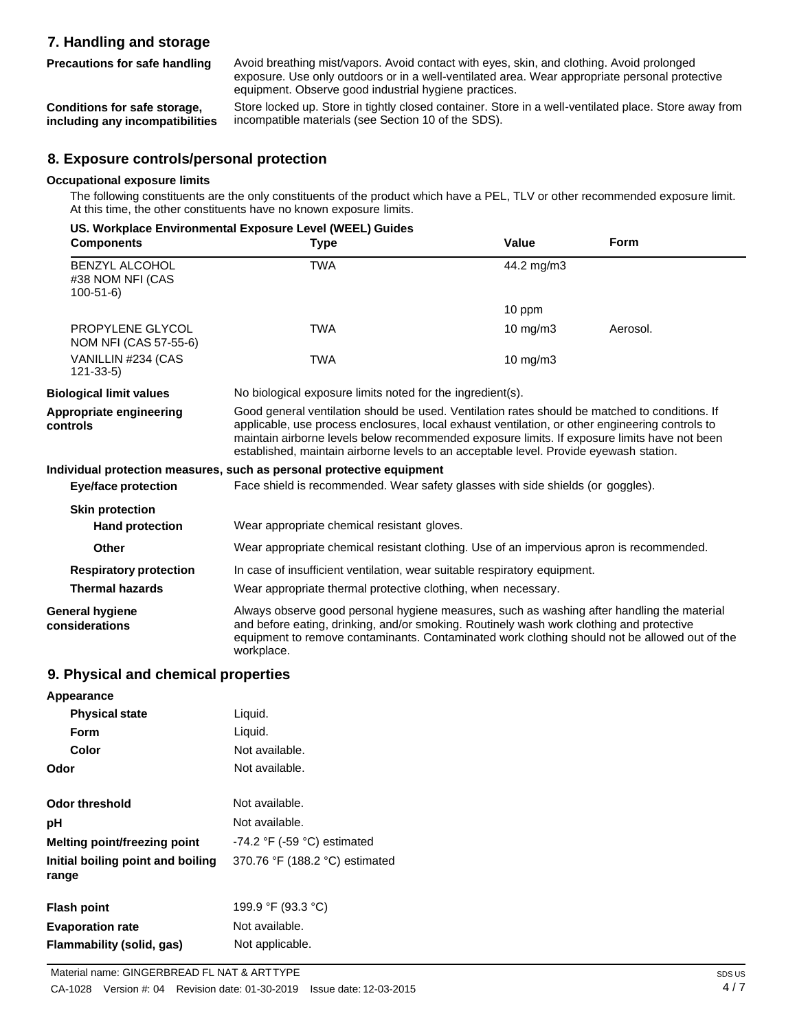## 7. Handling and storage

**Precautions for safe handling** Avoid breathing mist/vapors. Avoid contact with eyes, skin, and clothing. Avoid prolonged exposure. Use only outdoors or in a well-ventilated area. Wear appropriate personal protective equipment. Observe good industrial hygiene practices.

**Conditions for safe storage, including any incompatibilities** Store locked up. Store in tightly closed container. Store in a well-ventilated place. Store away from incompatible materials (see Section 10 of the SDS).

## 8. Exposure controls/personal protection

### Occupational exposure limits

The following constituents are the only constituents of the product which have a PEL, TLV or other recommended exposure limit. At this time, the other constituents have no known exposure limits.

**US. Workplace Environmental Exposure Level (WEEL) Guides**

| Components | Type | Value | Form |
|---|---|---|---|
| BENZYL ALCOHOL #38 NOM NFI (CAS 100-51-6) | TWA | 44.2 mg/m3 | |
| | | 10 ppm | |
| PROPYLENE GLYCOL NOM NFI (CAS 57-55-6) | TWA | 10 mg/m3 | Aerosol. |
| VANILLIN #234 (CAS 121-33-5) | TWA | 10 mg/m3 | |

**Biological limit values** No biological exposure limits noted for the ingredient(s).

**Appropriate engineering controls** Good general ventilation should be used. Ventilation rates should be matched to conditions. If applicable, use process enclosures, local exhaust ventilation, or other engineering controls to maintain airborne levels below recommended exposure limits. If exposure limits have not been established, maintain airborne levels to an acceptable level. Provide eyewash station.

**Individual protection measures, such as personal protective equipment**

**Eye/face protection** Face shield is recommended. Wear safety glasses with side shields (or goggles).

**Skin protection**

**Hand protection** Wear appropriate chemical resistant gloves.

**Other** Wear appropriate chemical resistant clothing. Use of an impervious apron is recommended.

**Respiratory protection** In case of insufficient ventilation, wear suitable respiratory equipment.

**Thermal hazards** Wear appropriate thermal protective clothing, when necessary.

**General hygiene considerations** Always observe good personal hygiene measures, such as washing after handling the material and before eating, drinking, and/or smoking. Routinely wash work clothing and protective equipment to remove contaminants. Contaminated work clothing should not be allowed out of the workplace.

## 9. Physical and chemical properties

**Appearance**

**Physical state** Liquid.

**Form** Liquid.

**Color** Not available.

**Odor** Not available.

**Odor threshold** Not available.

**pH** Not available.

**Melting point/freezing point** -74.2 °F (-59 °C) estimated

**Initial boiling point and boiling range** 370.76 °F (188.2 °C) estimated

**Flash point** 199.9 °F (93.3 °C)

**Evaporation rate** Not available.

**Flammability (solid, gas)** Not applicable.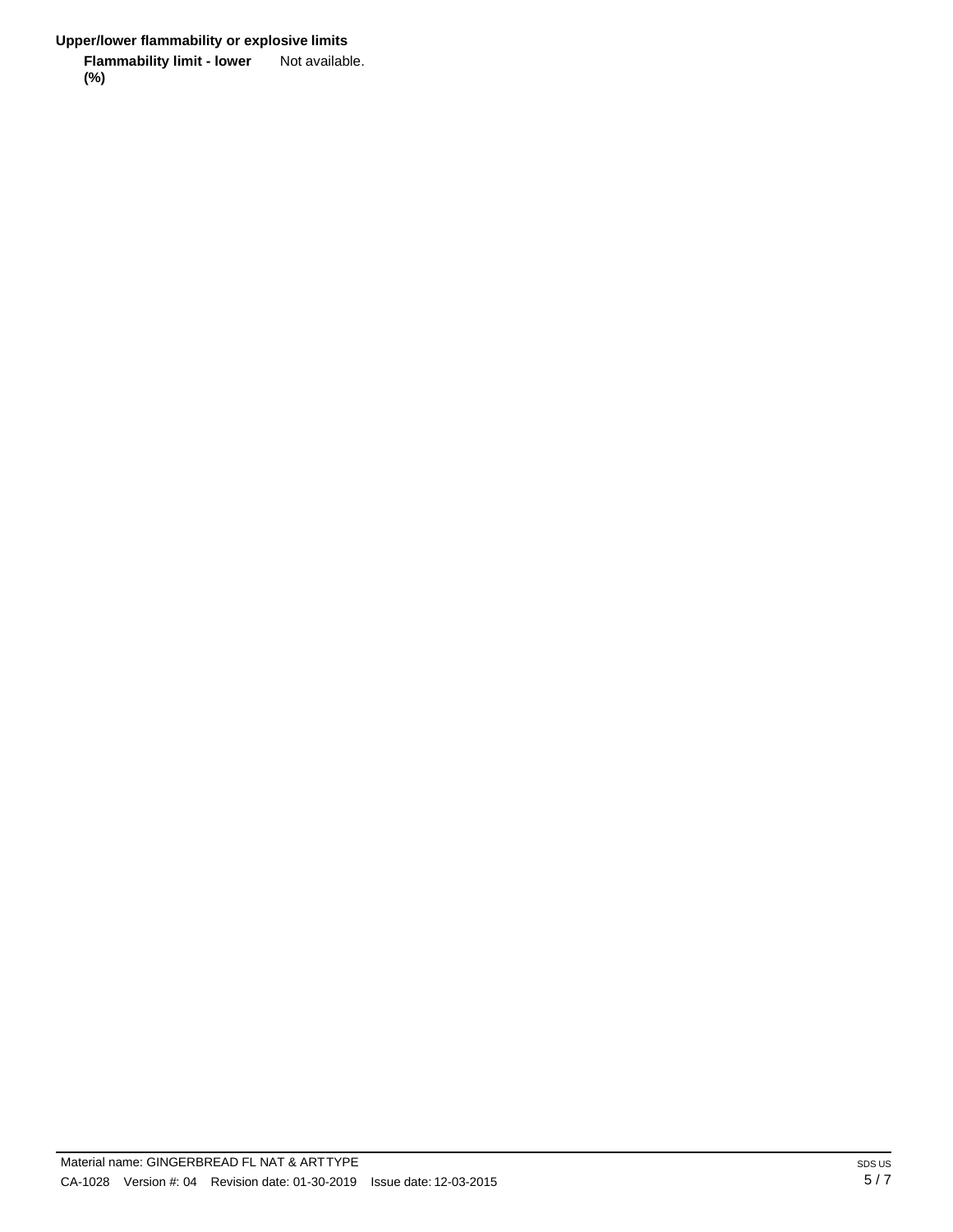**Upper/lower flammability or explosive limits**

**Flammability limit - lower (%)** Not available.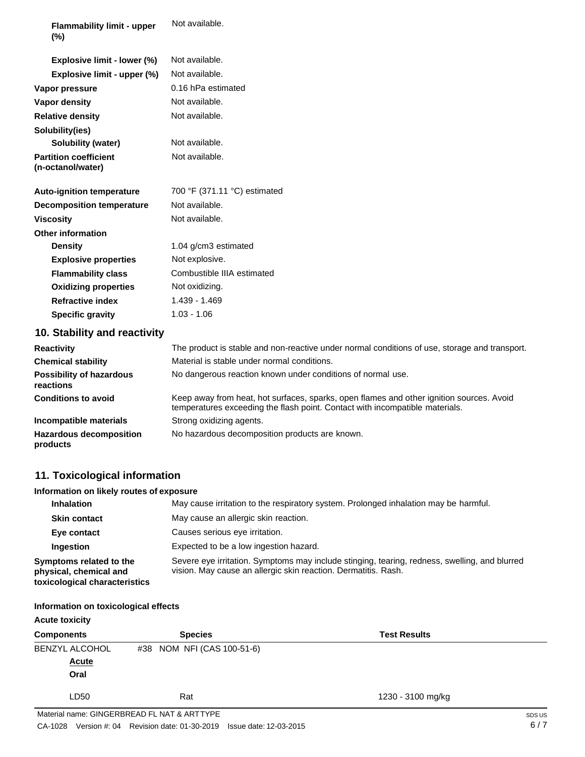| | |
|---|---|
| **Flammability limit - upper (%)** | Not available. |
| **Explosive limit - lower (%)** | Not available. |
| **Explosive limit - upper (%)** | Not available. |
| **Vapor pressure** | 0.16 hPa estimated |
| **Vapor density** | Not available. |
| **Relative density** | Not available. |
| **Solubility(ies)** | |
| **Solubility (water)** | Not available. |
| **Partition coefficient (n-octanol/water)** | Not available. |
| **Auto-ignition temperature** | 700 °F (371.11 °C) estimated |
| **Decomposition temperature** | Not available. |
| **Viscosity** | Not available. |
| **Other information** | |
| **Density** | 1.04 g/cm3 estimated |
| **Explosive properties** | Not explosive. |
| **Flammability class** | Combustible IIIA estimated |
| **Oxidizing properties** | Not oxidizing. |
| **Refractive index** | 1.439 - 1.469 |
| **Specific gravity** | 1.03 - 1.06 |

## 10. Stability and reactivity

| | |
|---|---|
| **Reactivity** | The product is stable and non-reactive under normal conditions of use, storage and transport. |
| **Chemical stability** | Material is stable under normal conditions. |
| **Possibility of hazardous reactions** | No dangerous reaction known under conditions of normal use. |
| **Conditions to avoid** | Keep away from heat, hot surfaces, sparks, open flames and other ignition sources. Avoid temperatures exceeding the flash point. Contact with incompatible materials. |
| **Incompatible materials** | Strong oxidizing agents. |
| **Hazardous decomposition products** | No hazardous decomposition products are known. |

## 11. Toxicological information

### Information on likely routes of exposure

| | |
|---|---|
| **Inhalation** | May cause irritation to the respiratory system. Prolonged inhalation may be harmful. |
| **Skin contact** | May cause an allergic skin reaction. |
| **Eye contact** | Causes serious eye irritation. |
| **Ingestion** | Expected to be a low ingestion hazard. |
| **Symptoms related to the physical, chemical and toxicological characteristics** | Severe eye irritation. Symptoms may include stinging, tearing, redness, swelling, and blurred vision. May cause an allergic skin reaction. Dermatitis. Rash. |

### Information on toxicological effects

**Acute toxicity**

| Components | Species | Test Results |
|---|---|---|
| BENZYL ALCOHOL #38 NOM NFI (CAS 100-51-6) | | |
| **Acute** | | |
| **Oral** | | |
| LD50 | Rat | 1230 - 3100 mg/kg |

Material name: GINGERBREAD FL NAT & ARTTYPE

CA-1028 Version #: 04 Revision date: 01-30-2019 Issue date: 12-03-2015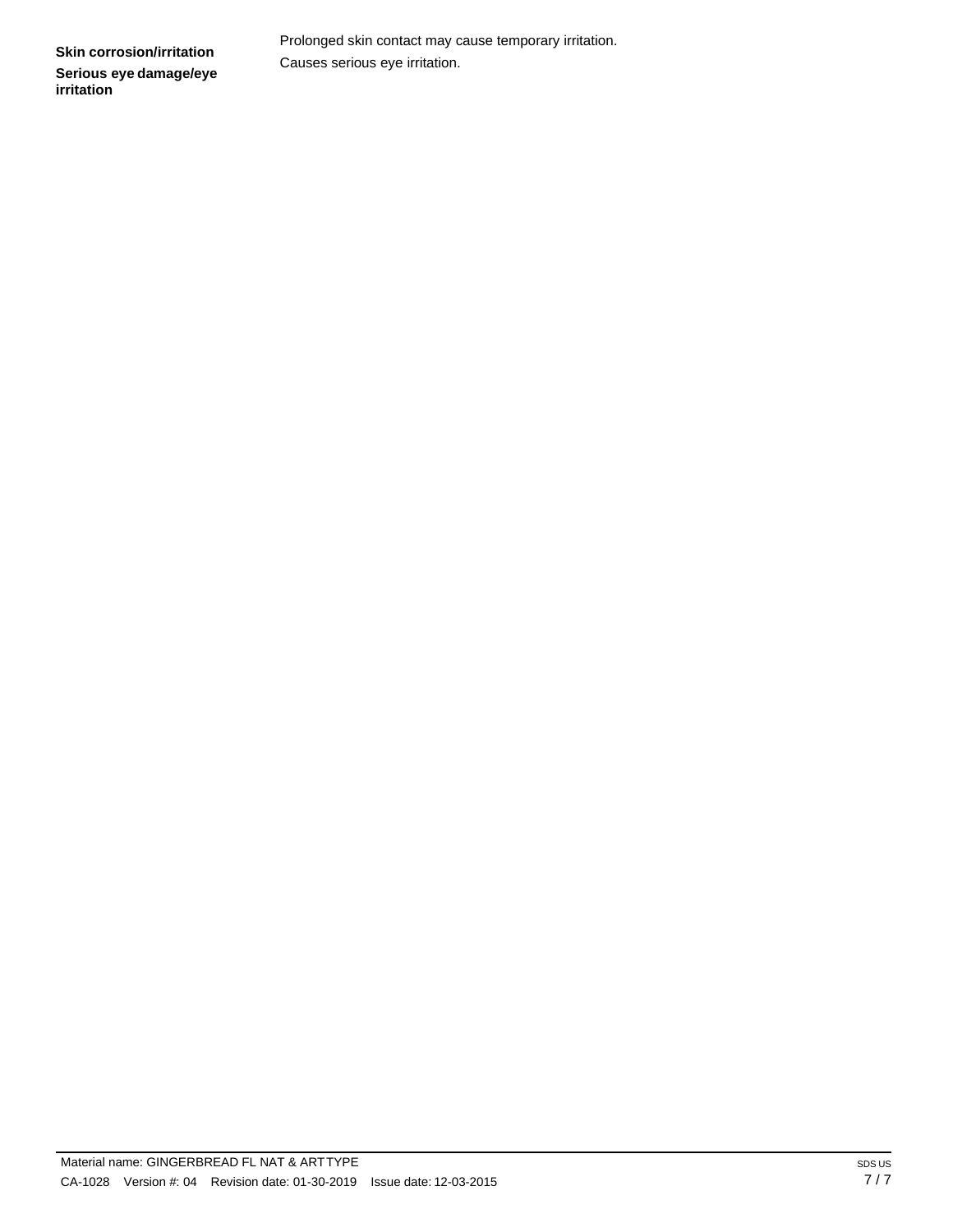| | |
|---|---|
| **Skin corrosion/irritation** | Prolonged skin contact may cause temporary irritation. |
| **Serious eye damage/eye irritation** | Causes serious eye irritation. |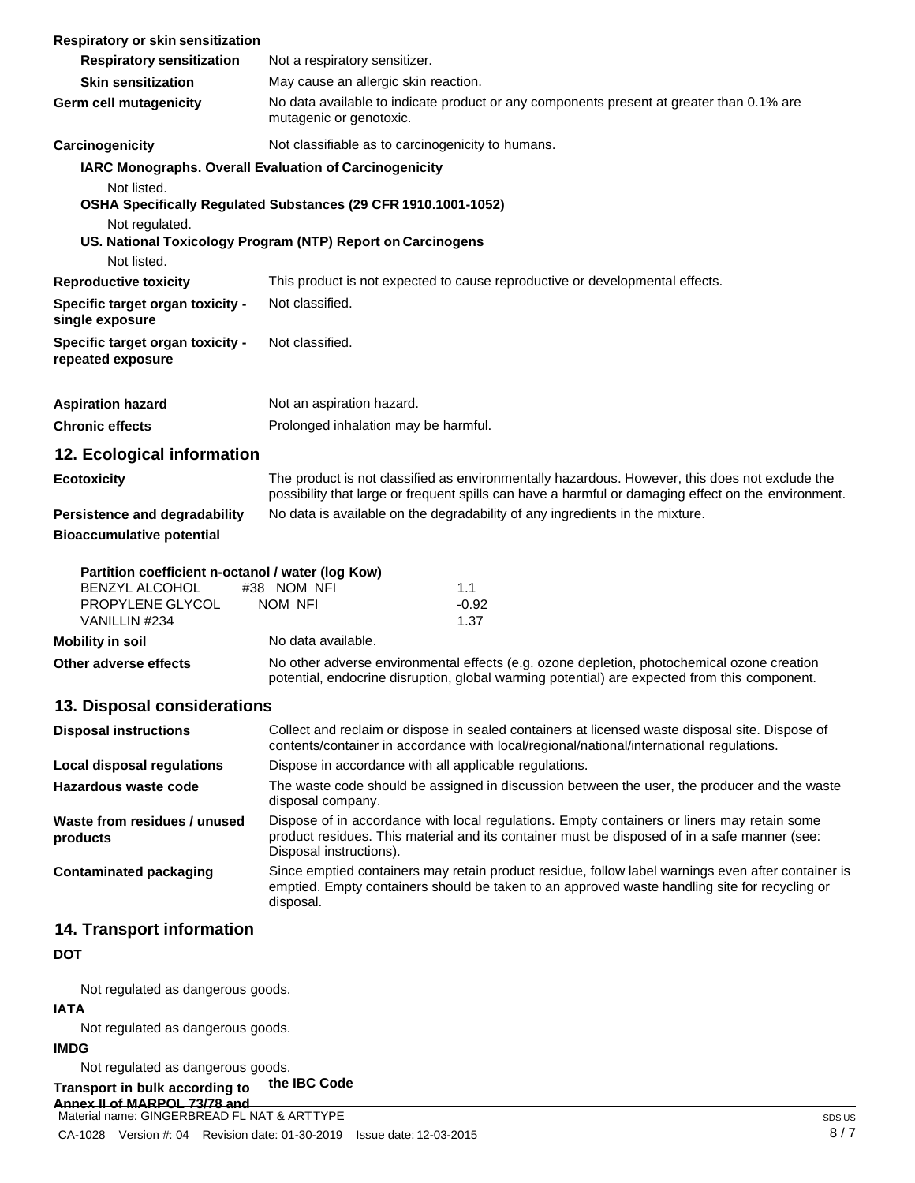**Respiratory or skin sensitization**

| | |
|---|---|
| **Respiratory sensitization** | Not a respiratory sensitizer. |
| **Skin sensitization** | May cause an allergic skin reaction. |
| **Germ cell mutagenicity** | No data available to indicate product or any components present at greater than 0.1% are mutagenic or genotoxic. |
| **Carcinogenicity** | Not classifiable as to carcinogenicity to humans. |

**IARC Monographs. Overall Evaluation of Carcinogenicity**

Not listed.

**OSHA Specifically Regulated Substances (29 CFR 1910.1001-1052)**

Not regulated.

**US. National Toxicology Program (NTP) Report on Carcinogens**

Not listed.

| | |
|---|---|
| **Reproductive toxicity** | This product is not expected to cause reproductive or developmental effects. |
| **Specific target organ toxicity - single exposure** | Not classified. |
| **Specific target organ toxicity - repeated exposure** | Not classified. |
| **Aspiration hazard** | Not an aspiration hazard. |
| **Chronic effects** | Prolonged inhalation may be harmful. |

## 12. Ecological information

| | |
|---|---|
| **Ecotoxicity** | The product is not classified as environmentally hazardous. However, this does not exclude the possibility that large or frequent spills can have a harmful or damaging effect on the environment. |
| **Persistence and degradability** | No data is available on the degradability of any ingredients in the mixture. |
| **Bioaccumulative potential** | |

**Partition coefficient n-octanol / water (log Kow)**

| | |
|---|---|
| BENZYL ALCOHOL #38 NOM NFI | 1.1 |
| PROPYLENE GLYCOL NOM NFI | -0.92 |
| VANILLIN #234 | 1.37 |

| | |
|---|---|
| **Mobility in soil** | No data available. |
| **Other adverse effects** | No other adverse environmental effects (e.g. ozone depletion, photochemical ozone creation potential, endocrine disruption, global warming potential) are expected from this component. |

## 13. Disposal considerations

| | |
|---|---|
| **Disposal instructions** | Collect and reclaim or dispose in sealed containers at licensed waste disposal site. Dispose of contents/container in accordance with local/regional/national/international regulations. |
| **Local disposal regulations** | Dispose in accordance with all applicable regulations. |
| **Hazardous waste code** | The waste code should be assigned in discussion between the user, the producer and the waste disposal company. |
| **Waste from residues / unused products** | Dispose of in accordance with local regulations. Empty containers or liners may retain some product residues. This material and its container must be disposed of in a safe manner (see: Disposal instructions). |
| **Contaminated packaging** | Since emptied containers may retain product residue, follow label warnings even after container is emptied. Empty containers should be taken to an approved waste handling site for recycling or disposal. |

## 14. Transport information

**DOT**

Not regulated as dangerous goods.

**IATA**

Not regulated as dangerous goods.

**IMDG**

Not regulated as dangerous goods.

**Transport in bulk according to Annex II of MARPOL 73/78 and the IBC Code**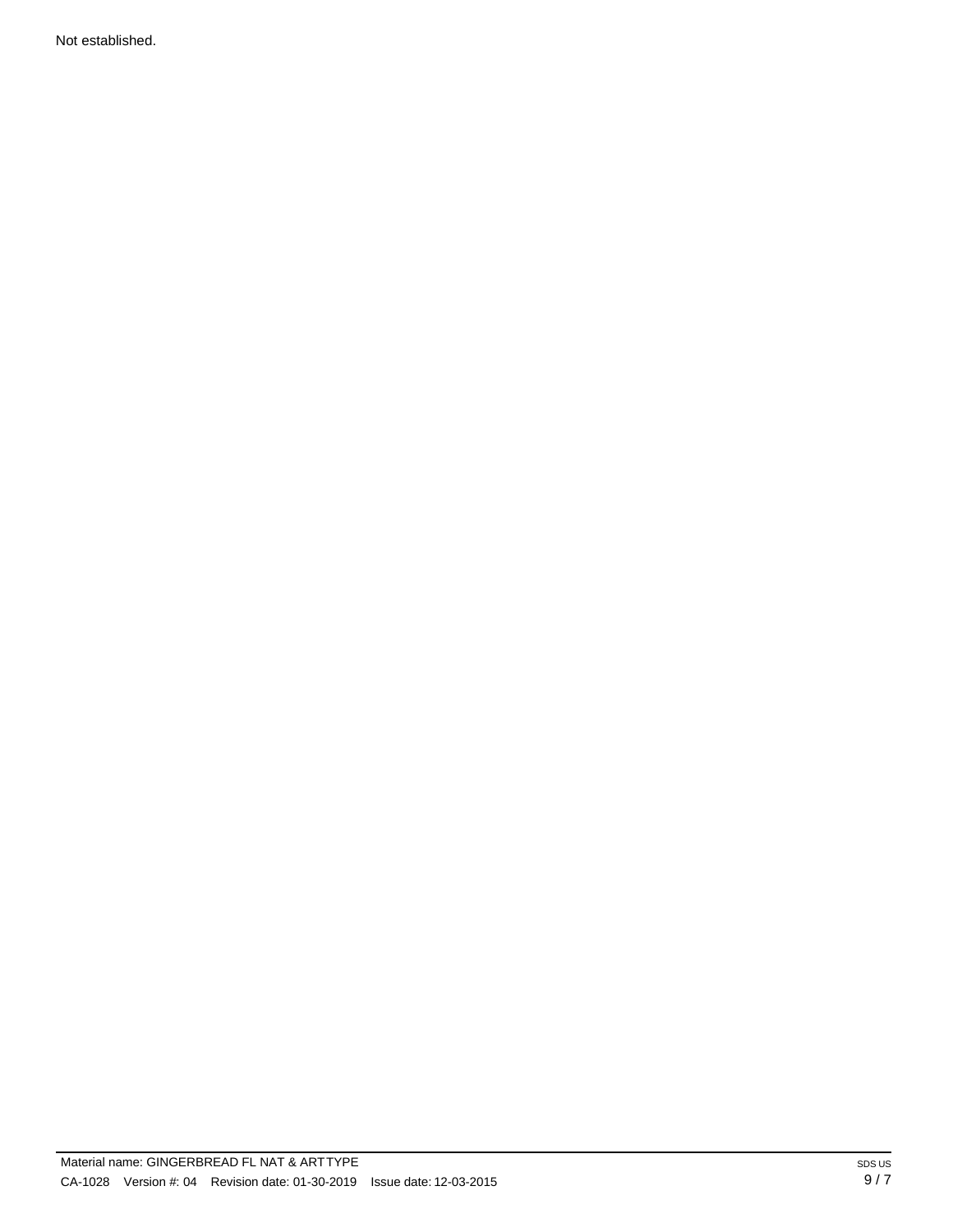Not established.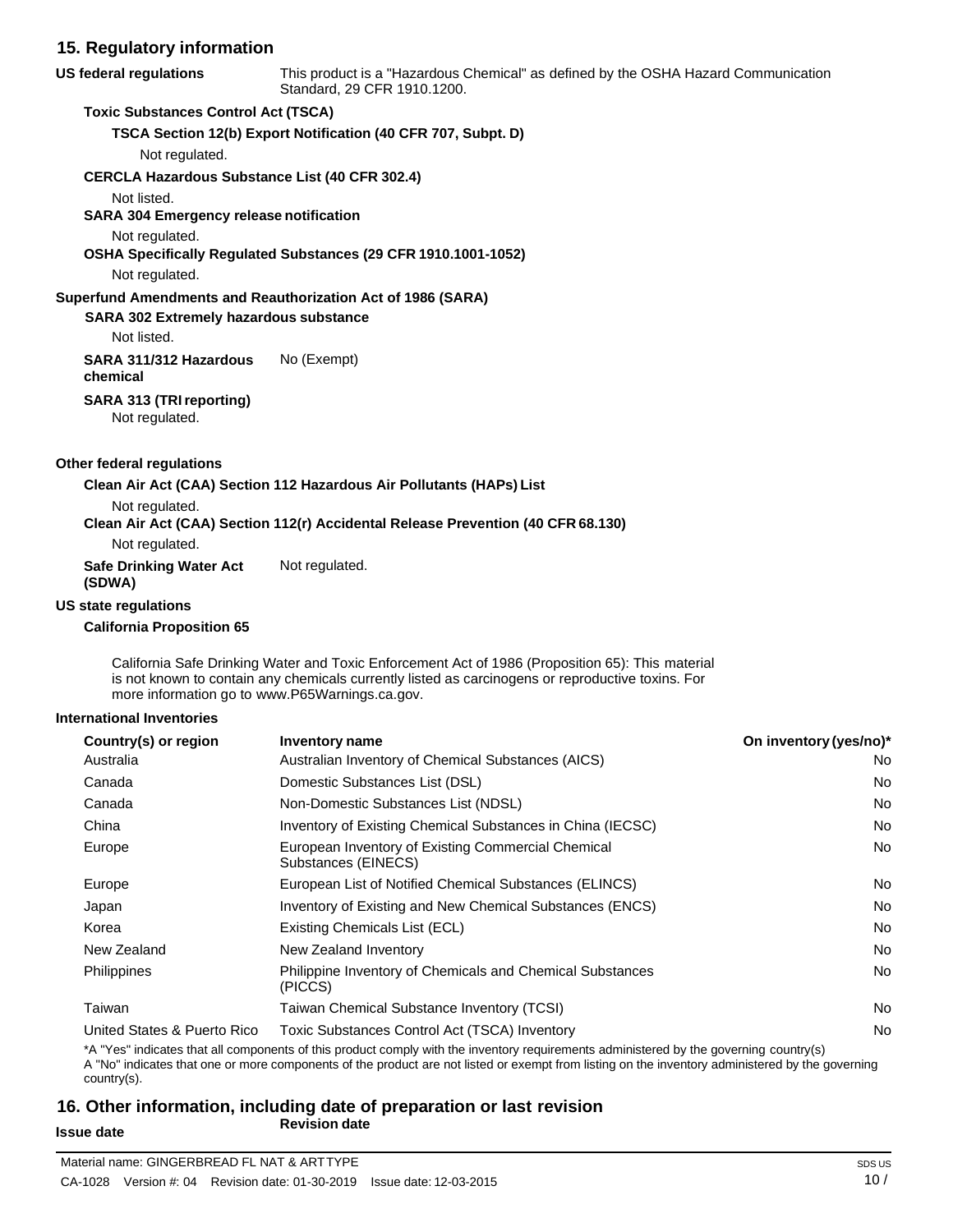## 15. Regulatory information

**US federal regulations** This product is a "Hazardous Chemical" as defined by the OSHA Hazard Communication Standard, 29 CFR 1910.1200.

**Toxic Substances Control Act (TSCA)**

**TSCA Section 12(b) Export Notification (40 CFR 707, Subpt. D)**

Not regulated.

**CERCLA Hazardous Substance List (40 CFR 302.4)**

Not listed.

**SARA 304 Emergency release notification**

Not regulated.

**OSHA Specifically Regulated Substances (29 CFR 1910.1001-1052)**

Not regulated.

**Superfund Amendments and Reauthorization Act of 1986 (SARA)**

**SARA 302 Extremely hazardous substance**

Not listed.

**SARA 311/312 Hazardous chemical** No (Exempt)

**SARA 313 (TRI reporting)**

Not regulated.

**Other federal regulations**

**Clean Air Act (CAA) Section 112 Hazardous Air Pollutants (HAPs) List**

Not regulated.

**Clean Air Act (CAA) Section 112(r) Accidental Release Prevention (40 CFR 68.130)**

Not regulated.

**Safe Drinking Water Act (SDWA)** Not regulated.

**US state regulations**

**California Proposition 65**

California Safe Drinking Water and Toxic Enforcement Act of 1986 (Proposition 65): This material is not known to contain any chemicals currently listed as carcinogens or reproductive toxins. For more information go to www.P65Warnings.ca.gov.

**International Inventories**

| Country(s) or region | Inventory name | On inventory (yes/no)* |
|---|---|---|
| Australia | Australian Inventory of Chemical Substances (AICS) | No |
| Canada | Domestic Substances List (DSL) | No |
| Canada | Non-Domestic Substances List (NDSL) | No |
| China | Inventory of Existing Chemical Substances in China (IECSC) | No |
| Europe | European Inventory of Existing Commercial Chemical Substances (EINECS) | No |
| Europe | European List of Notified Chemical Substances (ELINCS) | No |
| Japan | Inventory of Existing and New Chemical Substances (ENCS) | No |
| Korea | Existing Chemicals List (ECL) | No |
| New Zealand | New Zealand Inventory | No |
| Philippines | Philippine Inventory of Chemicals and Chemical Substances (PICCS) | No |
| Taiwan | Taiwan Chemical Substance Inventory (TCSI) | No |
| United States & Puerto Rico | Toxic Substances Control Act (TSCA) Inventory | No |

*A "Yes" indicates that all components of this product comply with the inventory requirements administered by the governing country(s)
A "No" indicates that one or more components of the product are not listed or exempt from listing on the inventory administered by the governing country(s).

## 16. Other information, including date of preparation or last revision

**Issue date**

**Revision date**

Material name: GINGERBREAD FL NAT & ART TYPE

CA-1028 Version #: 04 Revision date: 01-30-2019 Issue date: 12-03-2015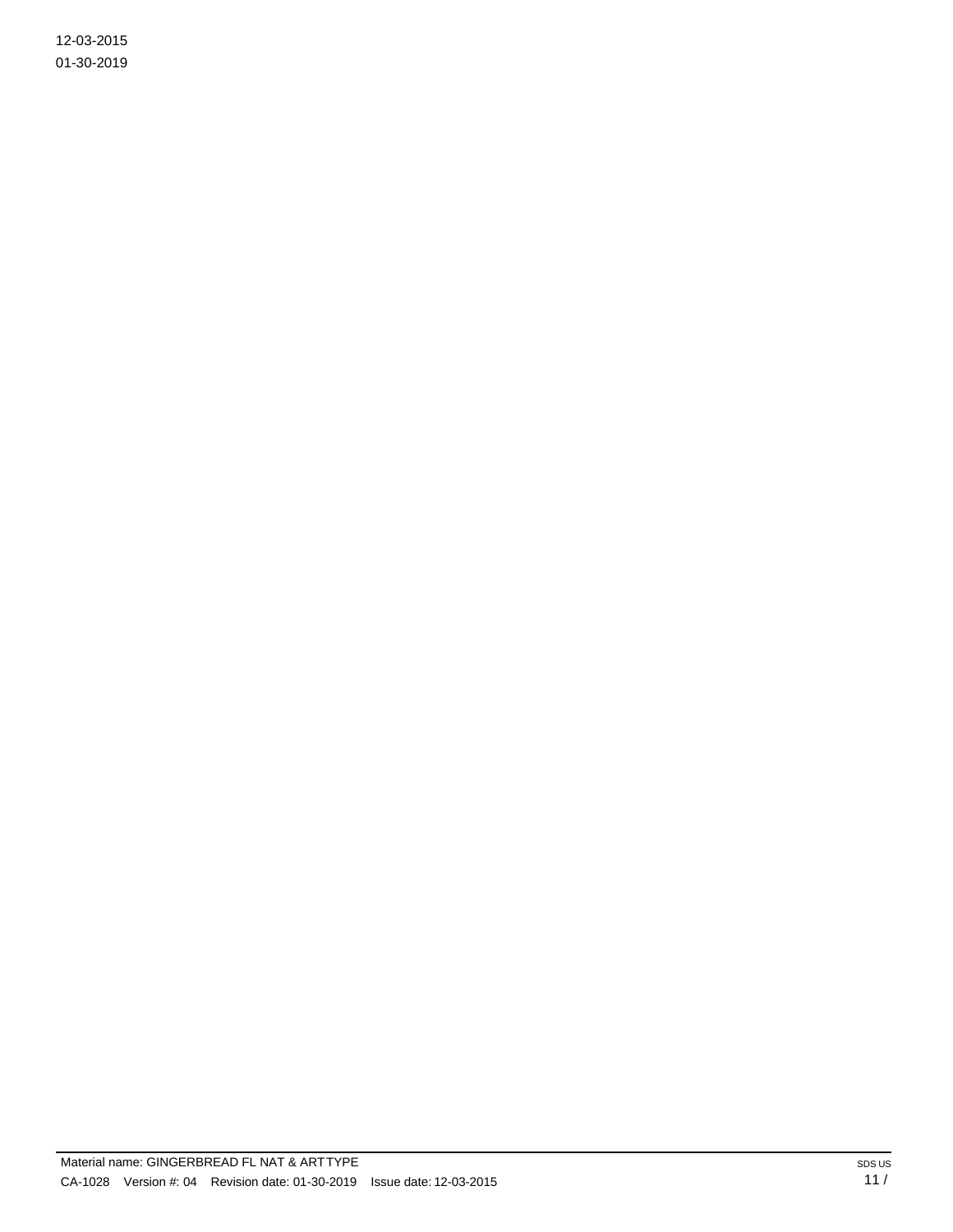12-03-2015

01-30-2019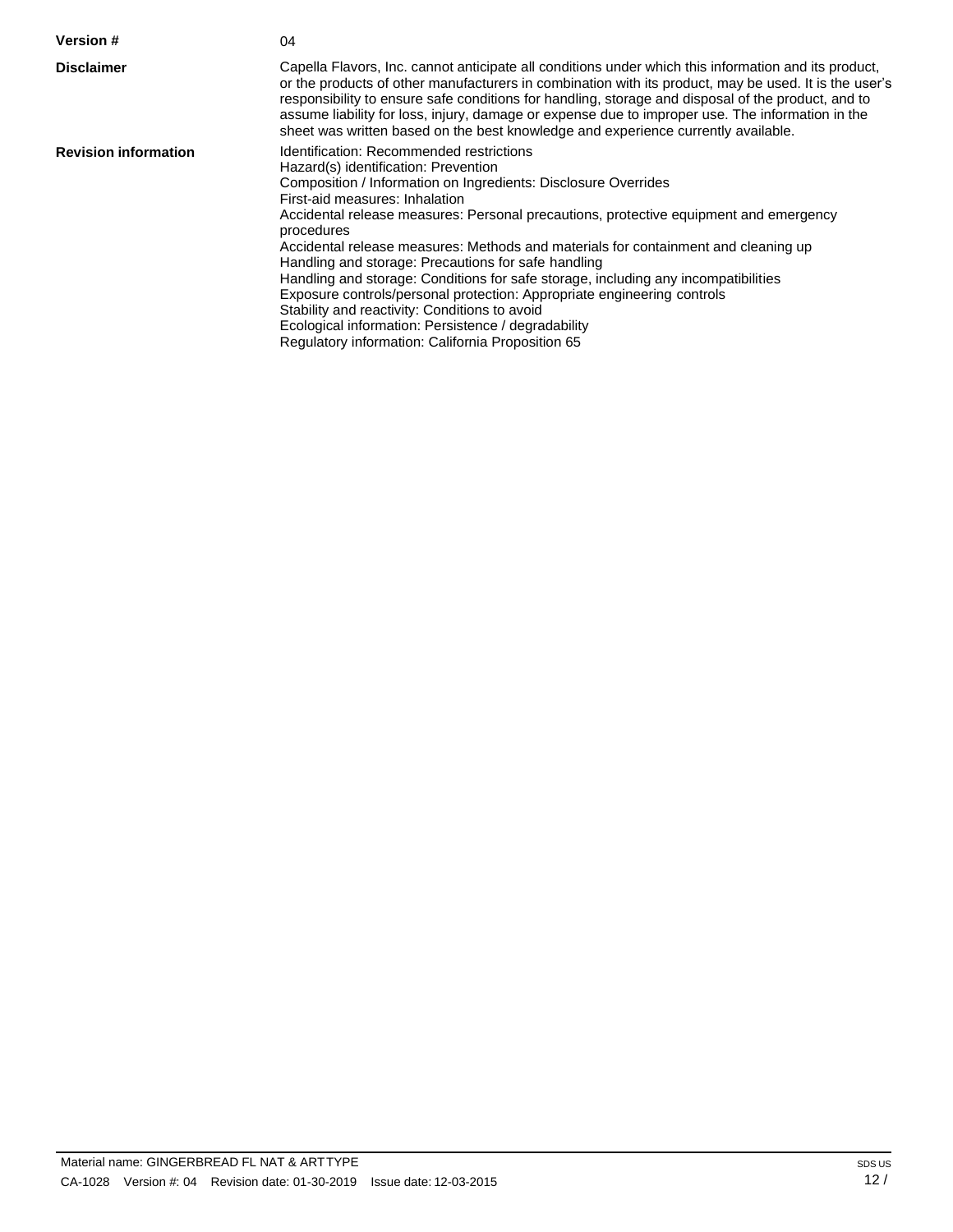**Version #** 04

**Disclaimer** Capella Flavors, Inc. cannot anticipate all conditions under which this information and its product, or the products of other manufacturers in combination with its product, may be used. It is the user's responsibility to ensure safe conditions for handling, storage and disposal of the product, and to assume liability for loss, injury, damage or expense due to improper use. The information in the sheet was written based on the best knowledge and experience currently available.

**Revision information**

Identification: Recommended restrictions
Hazard(s) identification: Prevention
Composition / Information on Ingredients: Disclosure Overrides
First-aid measures: Inhalation
Accidental release measures: Personal precautions, protective equipment and emergency procedures
Accidental release measures: Methods and materials for containment and cleaning up
Handling and storage: Precautions for safe handling
Handling and storage: Conditions for safe storage, including any incompatibilities
Exposure controls/personal protection: Appropriate engineering controls
Stability and reactivity: Conditions to avoid
Ecological information: Persistence / degradability
Regulatory information: California Proposition 65